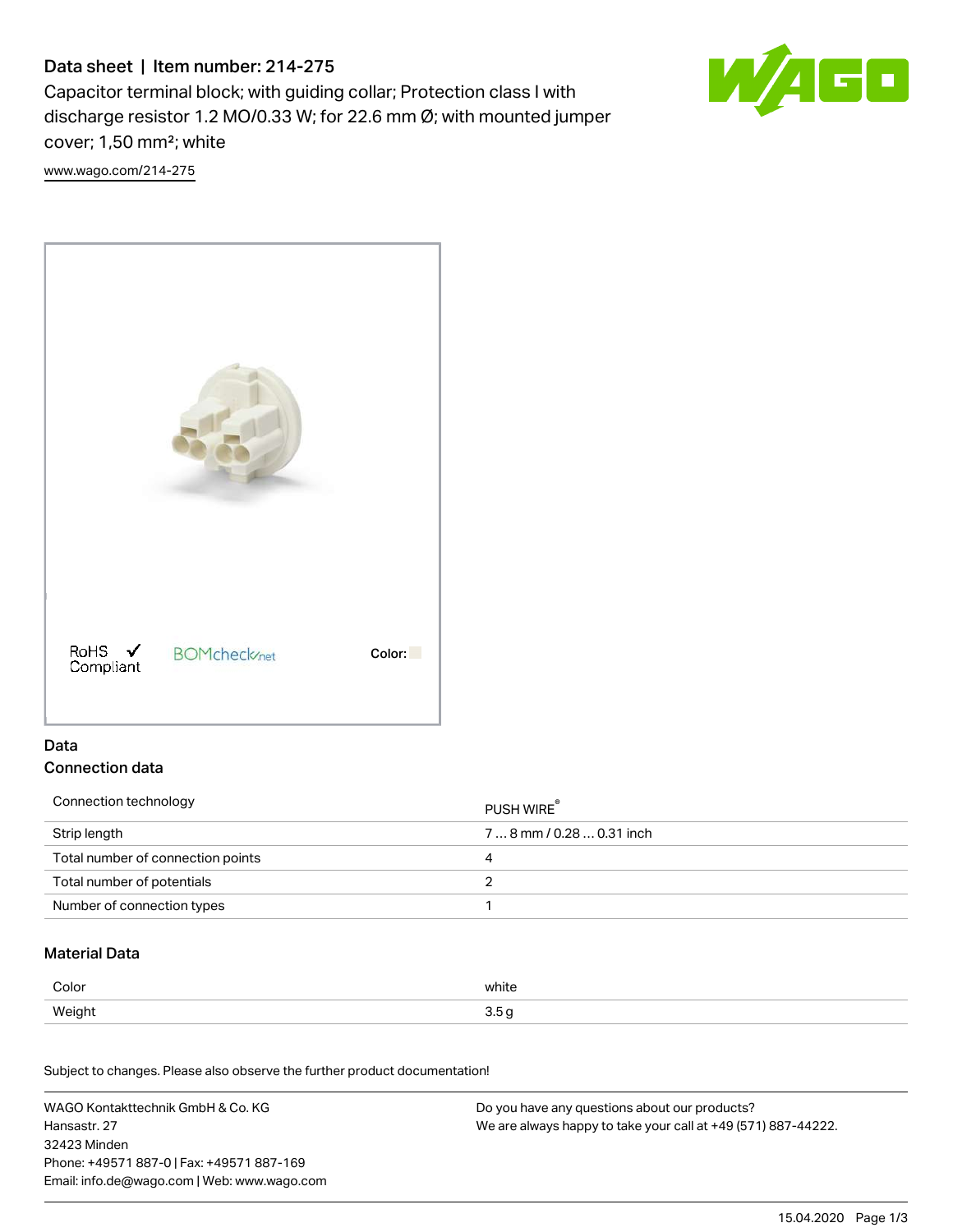# Data sheet | Item number: 214-275

Capacitor terminal block; with guiding collar; Protection class I with discharge resistor 1.2 MO/0.33 W; for 22.6 mm Ø; with mounted jumper cover; 1,50 mm²; white

www.wago.com/214-275

RoHS Compliant

BOMcheck.net

Color:

## Data

### Connection data

| | |
|---|---|
| Connection technology | PUSH WIRE® |
| Strip length | 7 … 8 mm / 0.28 … 0.31 inch |
| Total number of connection points | 4 |
| Total number of potentials | 2 |
| Number of connection types | 1 |

### Material Data

| | |
|---|---|
| Color | white |
| Weight | 3.5 g |

Subject to changes. Please also observe the further product documentation!

WAGO Kontakttechnik GmbH & Co. KG
Hansastr. 27
32423 Minden
Phone: +49571 887-0 | Fax: +49571 887-169
Email: info.de@wago.com | Web: www.wago.com

Do you have any questions about our products?
We are always happy to take your call at +49 (571) 887-44222.

15.04.2020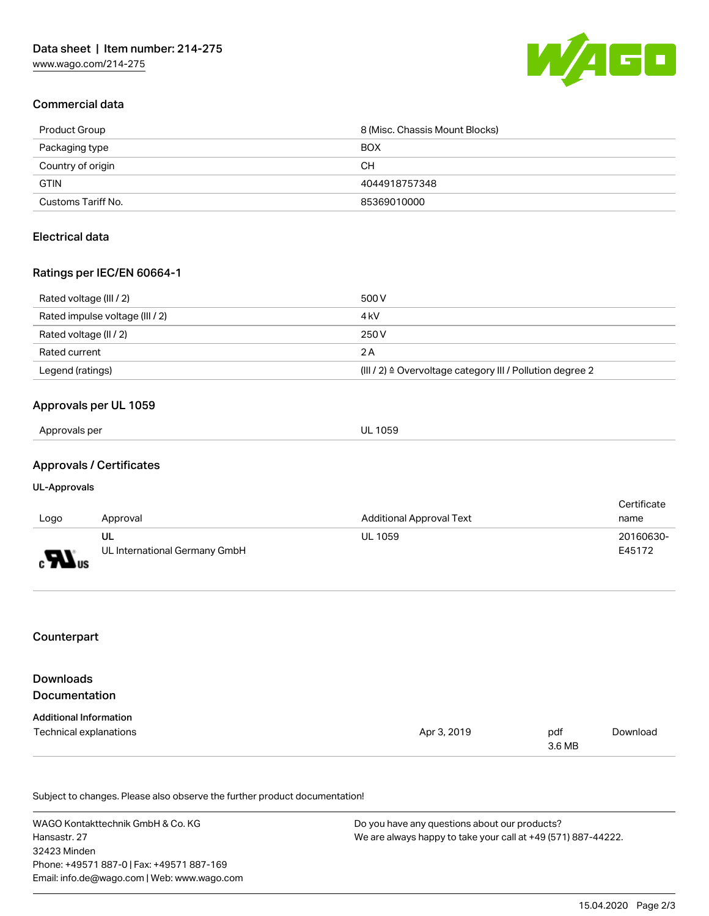## Commercial data

| | |
|---|---|
| Product Group | 8 (Misc. Chassis Mount Blocks) |
| Packaging type | BOX |
| Country of origin | CH |
| GTIN | 4044918757348 |
| Customs Tariff No. | 85369010000 |

## Electrical data

### Ratings per IEC/EN 60664-1

| | |
|---|---|
| Rated voltage (III / 2) | 500 V |
| Rated impulse voltage (III / 2) | 4 kV |
| Rated voltage (II / 2) | 250 V |
| Rated current | 2 A |
| Legend (ratings) | (III / 2) ≙ Overvoltage category III / Pollution degree 2 |

### Approvals per UL 1059

| | |
|---|---|
| Approvals per | UL 1059 |

## Approvals / Certificates

#### UL-Approvals

| Logo | Approval | Additional Approval Text | Certificate name |
|---|---|---|---|
| | **UL**<br>UL International Germany GmbH | UL 1059 | 20160630-E45172 |

## Counterpart

## Downloads
## Documentation

#### Additional Information

| | | | |
|---|---|---|---|
| Technical explanations | Apr 3, 2019 | pdf<br>3.6 MB | Download |

Subject to changes. Please also observe the further product documentation!

WAGO Kontakttechnik GmbH & Co. KG
Hansastr. 27
32423 Minden
Phone: +49571 887-0 | Fax: +49571 887-169
Email: info.de@wago.com | Web: www.wago.com

Do you have any questions about our products?
We are always happy to take your call at +49 (571) 887-44222.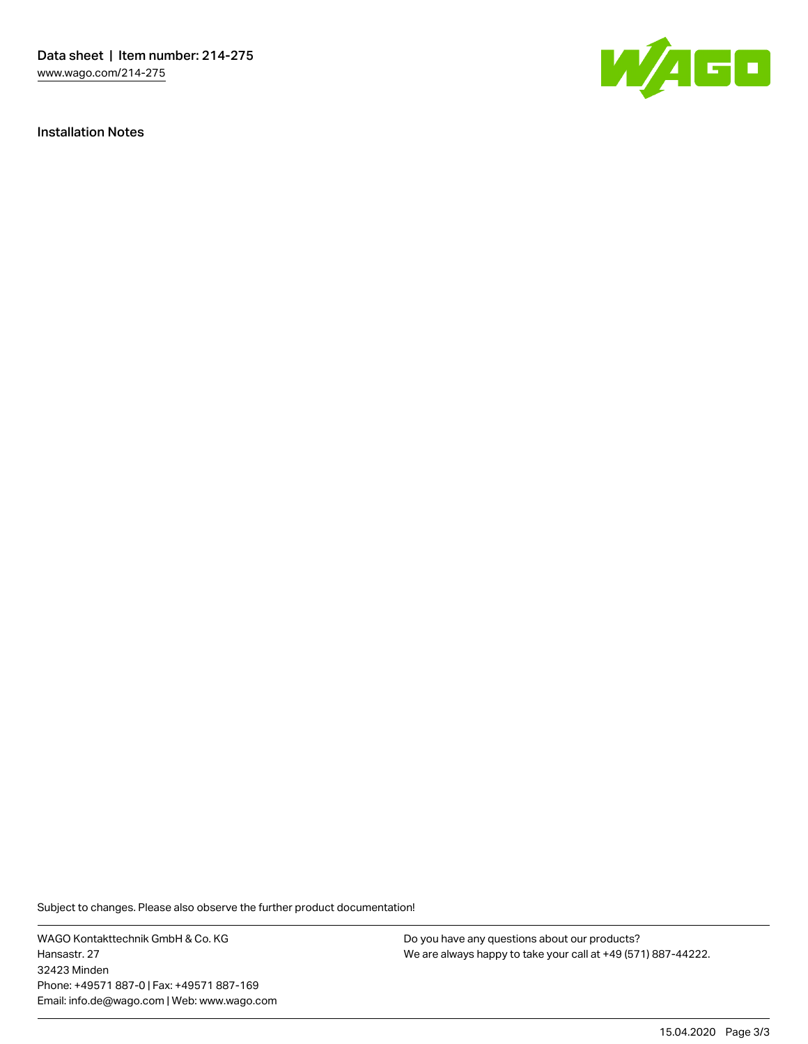## Installation Notes

Subject to changes. Please also observe the further product documentation!

WAGO Kontakttechnik GmbH & Co. KG
Hansastr. 27
32423 Minden
Phone: +49571 887-0 | Fax: +49571 887-169
Email: info.de@wago.com | Web: www.wago.com

Do you have any questions about our products?
We are always happy to take your call at +49 (571) 887-44222.